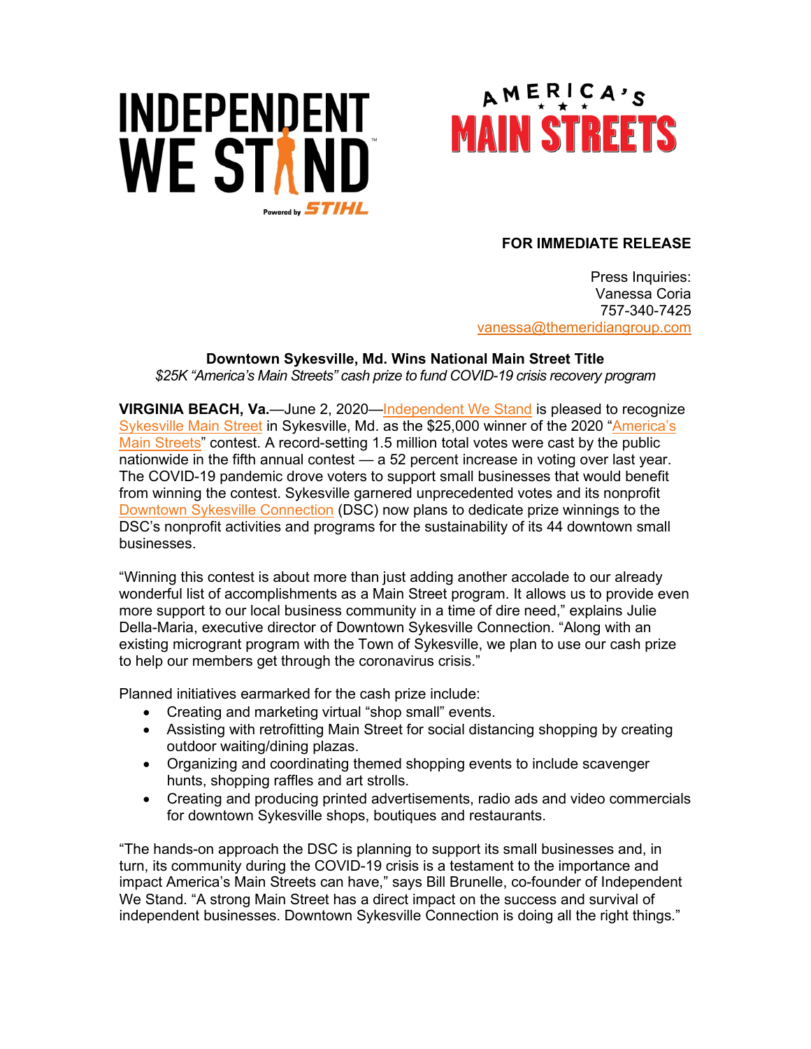INDEPENDENT WE STAND
Powered by STIHL

AMERICA'S MAIN STREETS

**FOR IMMEDIATE RELEASE**

Press Inquiries:
Vanessa Coria
757-340-7425
vanessa@themeridiangroup.com

**Downtown Sykesville, Md. Wins National Main Street Title**

*$25K "America's Main Streets" cash prize to fund COVID-19 crisis recovery program*

**VIRGINIA BEACH, Va.**—June 2, 2020—Independent We Stand is pleased to recognize Sykesville Main Street in Sykesville, Md. as the $25,000 winner of the 2020 "America's Main Streets" contest. A record-setting 1.5 million total votes were cast by the public nationwide in the fifth annual contest — a 52 percent increase in voting over last year. The COVID-19 pandemic drove voters to support small businesses that would benefit from winning the contest. Sykesville garnered unprecedented votes and its nonprofit Downtown Sykesville Connection (DSC) now plans to dedicate prize winnings to the DSC's nonprofit activities and programs for the sustainability of its 44 downtown small businesses.

"Winning this contest is about more than just adding another accolade to our already wonderful list of accomplishments as a Main Street program. It allows us to provide even more support to our local business community in a time of dire need," explains Julie Della-Maria, executive director of Downtown Sykesville Connection. "Along with an existing microgrant program with the Town of Sykesville, we plan to use our cash prize to help our members get through the coronavirus crisis."

Planned initiatives earmarked for the cash prize include:

- Creating and marketing virtual "shop small" events.
- Assisting with retrofitting Main Street for social distancing shopping by creating outdoor waiting/dining plazas.
- Organizing and coordinating themed shopping events to include scavenger hunts, shopping raffles and art strolls.
- Creating and producing printed advertisements, radio ads and video commercials for downtown Sykesville shops, boutiques and restaurants.

"The hands-on approach the DSC is planning to support its small businesses and, in turn, its community during the COVID-19 crisis is a testament to the importance and impact America's Main Streets can have," says Bill Brunelle, co-founder of Independent We Stand. "A strong Main Street has a direct impact on the success and survival of independent businesses. Downtown Sykesville Connection is doing all the right things."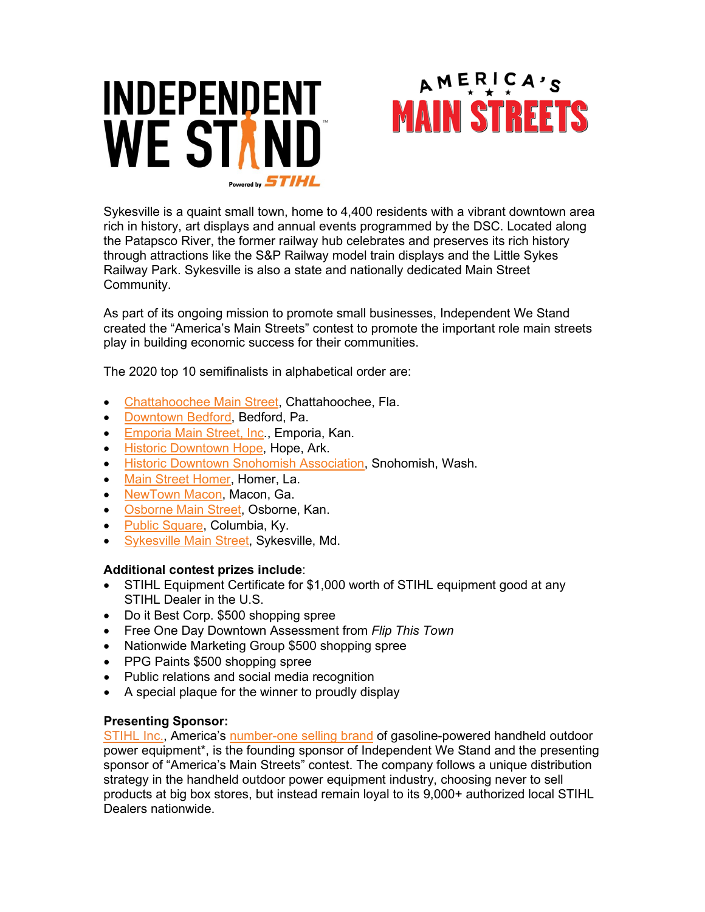Sykesville is a quaint small town, home to 4,400 residents with a vibrant downtown area rich in history, art displays and annual events programmed by the DSC. Located along the Patapsco River, the former railway hub celebrates and preserves its rich history through attractions like the S&P Railway model train displays and the Little Sykes Railway Park. Sykesville is also a state and nationally dedicated Main Street Community.

As part of its ongoing mission to promote small businesses, Independent We Stand created the "America's Main Streets" contest to promote the important role main streets play in building economic success for their communities.

The 2020 top 10 semifinalists in alphabetical order are:

- Chattahoochee Main Street, Chattahoochee, Fla.
- Downtown Bedford, Bedford, Pa.
- Emporia Main Street, Inc., Emporia, Kan.
- Historic Downtown Hope, Hope, Ark.
- Historic Downtown Snohomish Association, Snohomish, Wash.
- Main Street Homer, Homer, La.
- NewTown Macon, Macon, Ga.
- Osborne Main Street, Osborne, Kan.
- Public Square, Columbia, Ky.
- Sykesville Main Street, Sykesville, Md.

**Additional contest prizes include**:

- STIHL Equipment Certificate for $1,000 worth of STIHL equipment good at any STIHL Dealer in the U.S.
- Do it Best Corp. $500 shopping spree
- Free One Day Downtown Assessment from *Flip This Town*
- Nationwide Marketing Group $500 shopping spree
- PPG Paints $500 shopping spree
- Public relations and social media recognition
- A special plaque for the winner to proudly display

**Presenting Sponsor:**

STIHL Inc., America's number-one selling brand of gasoline-powered handheld outdoor power equipment*, is the founding sponsor of Independent We Stand and the presenting sponsor of "America's Main Streets" contest. The company follows a unique distribution strategy in the handheld outdoor power equipment industry, choosing never to sell products at big box stores, but instead remain loyal to its 9,000+ authorized local STIHL Dealers nationwide.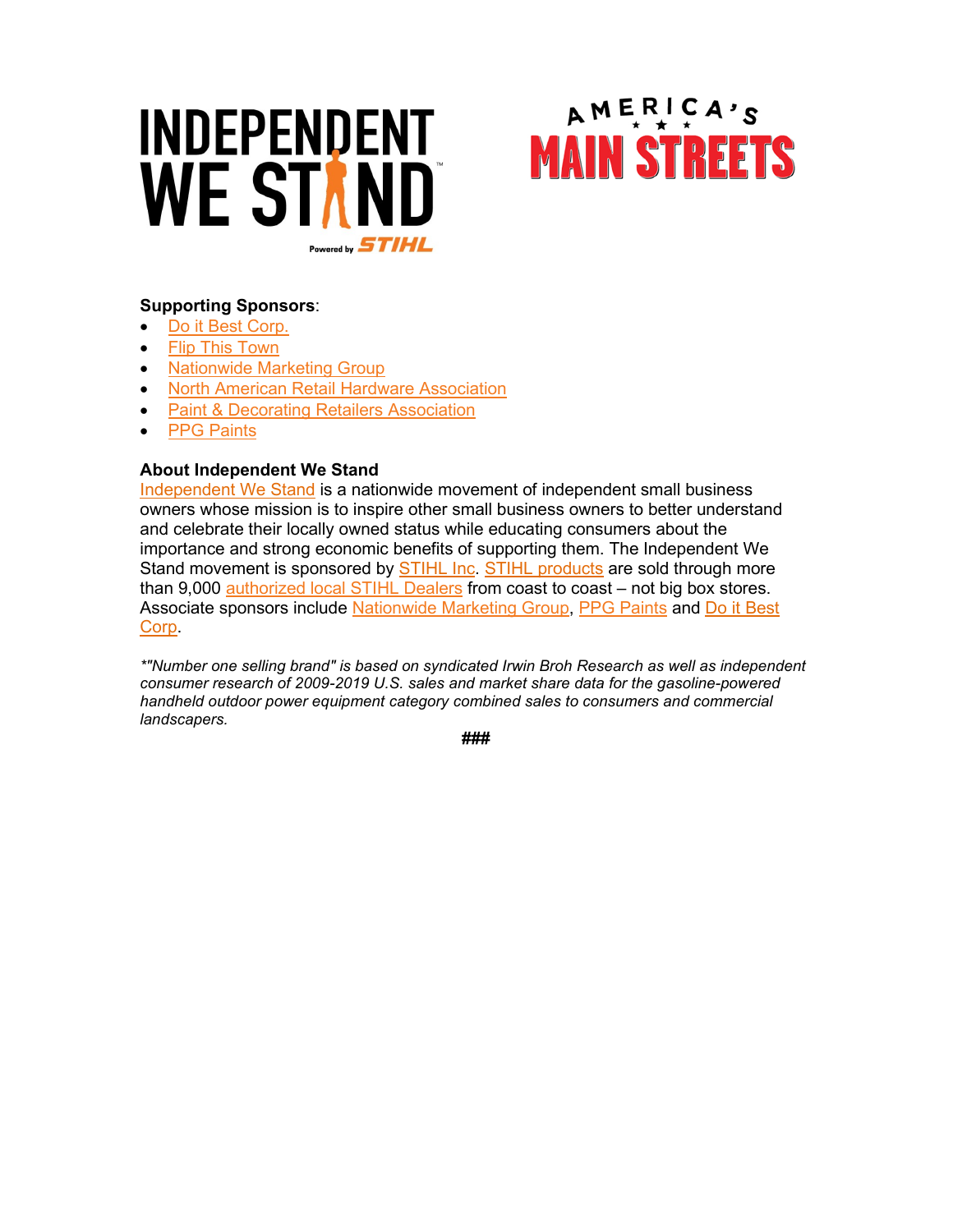**Supporting Sponsors**:

- Do it Best Corp.
- Flip This Town
- Nationwide Marketing Group
- North American Retail Hardware Association
- Paint & Decorating Retailers Association
- PPG Paints

**About Independent We Stand**

Independent We Stand is a nationwide movement of independent small business owners whose mission is to inspire other small business owners to better understand and celebrate their locally owned status while educating consumers about the importance and strong economic benefits of supporting them. The Independent We Stand movement is sponsored by STIHL Inc. STIHL products are sold through more than 9,000 authorized local STIHL Dealers from coast to coast – not big box stores. Associate sponsors include Nationwide Marketing Group, PPG Paints and Do it Best Corp.

*\*"Number one selling brand" is based on syndicated Irwin Broh Research as well as independent consumer research of 2009-2019 U.S. sales and market share data for the gasoline-powered handheld outdoor power equipment category combined sales to consumers and commercial landscapers.*

###